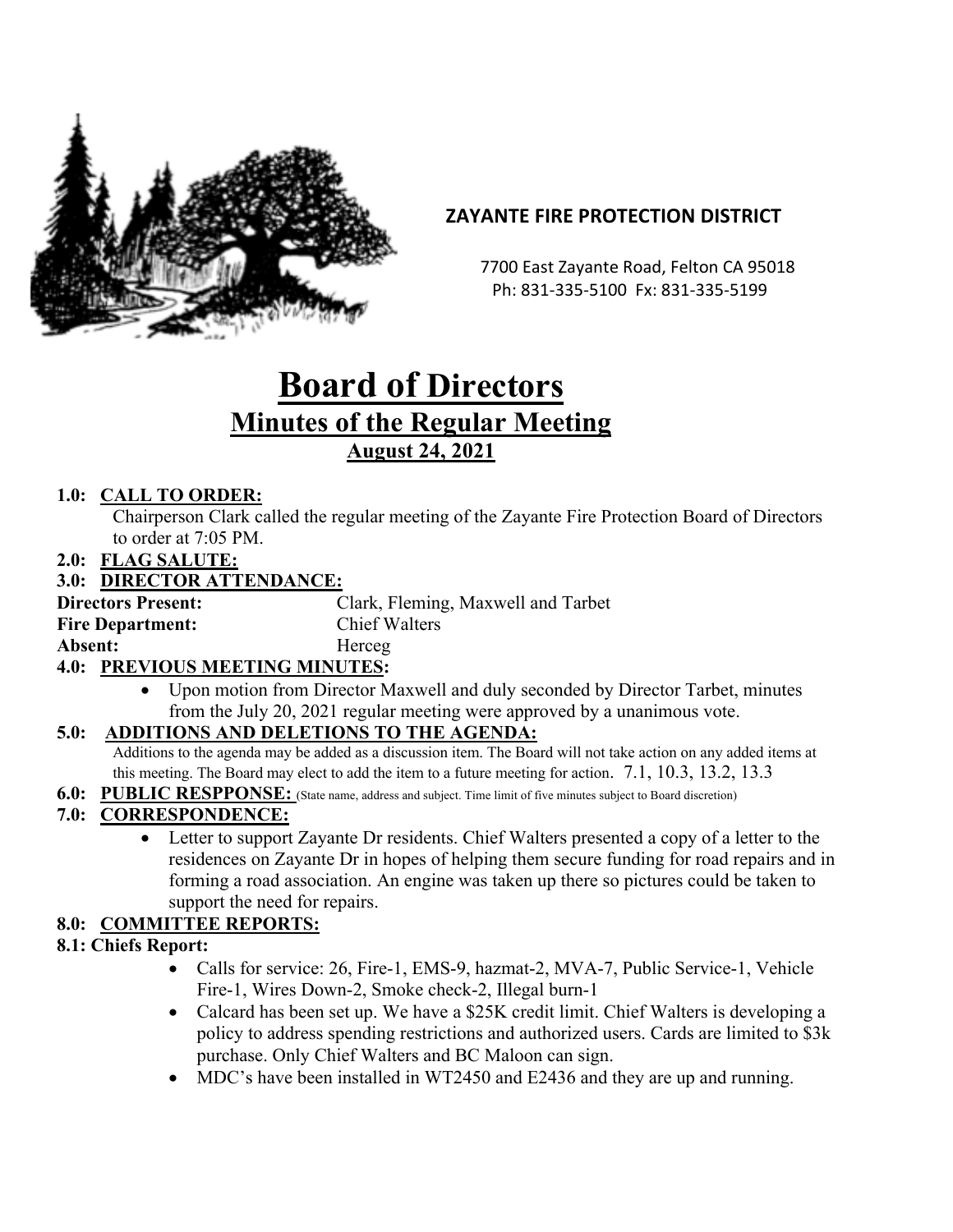**ZAYANTE FIRE PROTECTION DISTRICT**

7700 East Zayante Road, Felton CA 95018
Ph: 831-335-5100 Fx: 831-335-5199

# Board of Directors

## Minutes of the Regular Meeting

### August 24, 2021

**1.0: CALL TO ORDER:**

Chairperson Clark called the regular meeting of the Zayante Fire Protection Board of Directors to order at 7:05 PM.

**2.0: FLAG SALUTE:**

**3.0: DIRECTOR ATTENDANCE:**

**Directors Present:** Clark, Fleming, Maxwell and Tarbet

**Fire Department:** Chief Walters

**Absent:** Herceg

**4.0: PREVIOUS MEETING MINUTES:**

- Upon motion from Director Maxwell and duly seconded by Director Tarbet, minutes from the July 20, 2021 regular meeting were approved by a unanimous vote.

**5.0: ADDITIONS AND DELETIONS TO THE AGENDA:**

Additions to the agenda may be added as a discussion item. The Board will not take action on any added items at this meeting. The Board may elect to add the item to a future meeting for action. 7.1, 10.3, 13.2, 13.3

**6.0: PUBLIC RESPPONSE:** (State name, address and subject. Time limit of five minutes subject to Board discretion)

**7.0: CORRESPONDENCE:**

- Letter to support Zayante Dr residents. Chief Walters presented a copy of a letter to the residences on Zayante Dr in hopes of helping them secure funding for road repairs and in forming a road association. An engine was taken up there so pictures could be taken to support the need for repairs.

**8.0: COMMITTEE REPORTS:**

**8.1: Chiefs Report:**

- Calls for service: 26, Fire-1, EMS-9, hazmat-2, MVA-7, Public Service-1, Vehicle Fire-1, Wires Down-2, Smoke check-2, Illegal burn-1
- Calcard has been set up. We have a $25K credit limit. Chief Walters is developing a policy to address spending restrictions and authorized users. Cards are limited to $3k purchase. Only Chief Walters and BC Maloon can sign.
- MDC's have been installed in WT2450 and E2436 and they are up and running.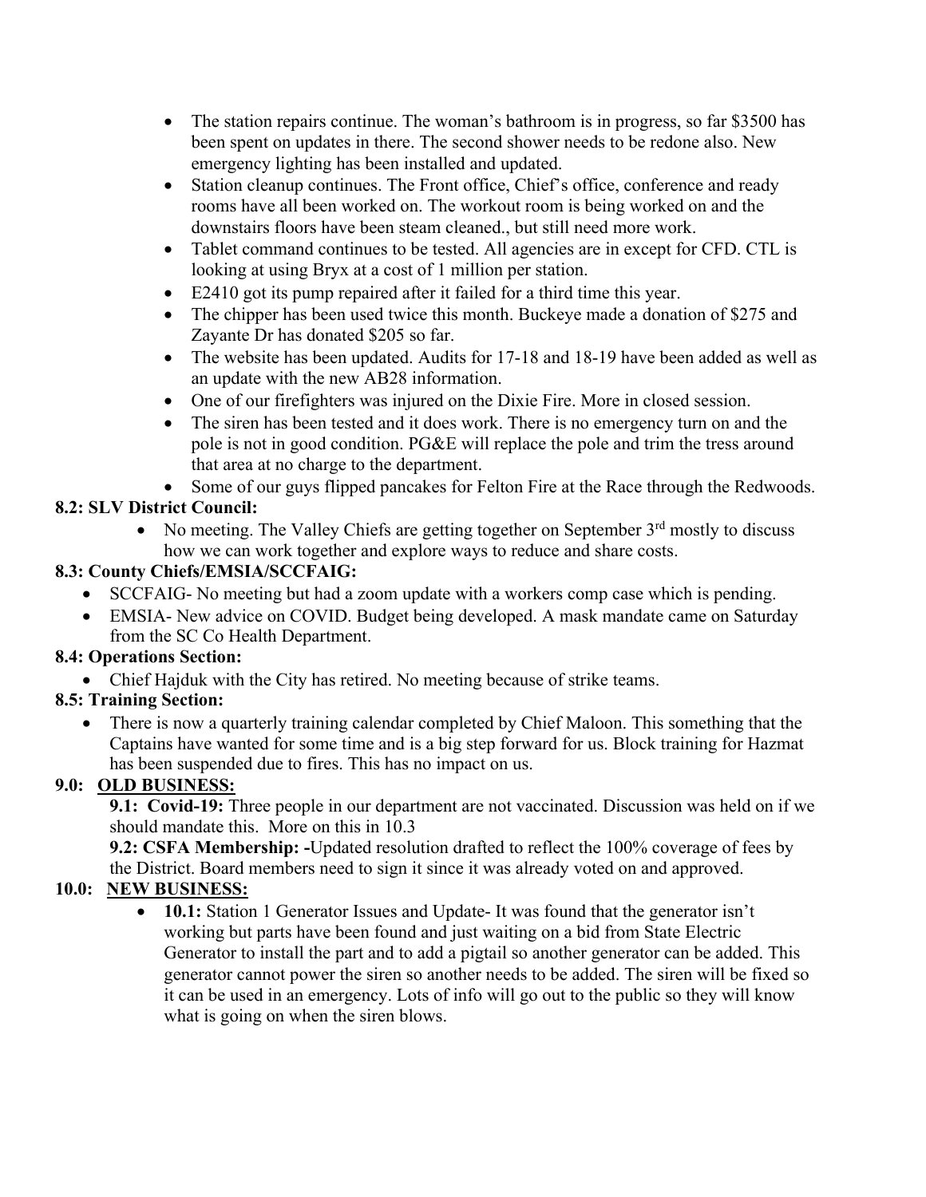- The station repairs continue. The woman's bathroom is in progress, so far $3500 has been spent on updates in there. The second shower needs to be redone also. New emergency lighting has been installed and updated.
- Station cleanup continues. The Front office, Chief's office, conference and ready rooms have all been worked on. The workout room is being worked on and the downstairs floors have been steam cleaned., but still need more work.
- Tablet command continues to be tested. All agencies are in except for CFD. CTL is looking at using Bryx at a cost of 1 million per station.
- E2410 got its pump repaired after it failed for a third time this year.
- The chipper has been used twice this month. Buckeye made a donation of $275 and Zayante Dr has donated $205 so far.
- The website has been updated. Audits for 17-18 and 18-19 have been added as well as an update with the new AB28 information.
- One of our firefighters was injured on the Dixie Fire. More in closed session.
- The siren has been tested and it does work. There is no emergency turn on and the pole is not in good condition. PG&E will replace the pole and trim the tress around that area at no charge to the department.
- Some of our guys flipped pancakes for Felton Fire at the Race through the Redwoods.

**8.2: SLV District Council:**

- No meeting. The Valley Chiefs are getting together on September 3rd mostly to discuss how we can work together and explore ways to reduce and share costs.

**8.3: County Chiefs/EMSIA/SCCFAIG:**

- SCCFAIG- No meeting but had a zoom update with a workers comp case which is pending.
- EMSIA- New advice on COVID. Budget being developed. A mask mandate came on Saturday from the SC Co Health Department.

**8.4: Operations Section:**

- Chief Hajduk with the City has retired. No meeting because of strike teams.

**8.5: Training Section:**

- There is now a quarterly training calendar completed by Chief Maloon. This something that the Captains have wanted for some time and is a big step forward for us. Block training for Hazmat has been suspended due to fires. This has no impact on us.

**9.0: <u>OLD BUSINESS:</u>**

**9.1: Covid-19:** Three people in our department are not vaccinated. Discussion was held on if we should mandate this. More on this in 10.3

**9.2: CSFA Membership: -**Updated resolution drafted to reflect the 100% coverage of fees by the District. Board members need to sign it since it was already voted on and approved.

**10.0: <u>NEW BUSINESS:</u>**

- **10.1:** Station 1 Generator Issues and Update- It was found that the generator isn't working but parts have been found and just waiting on a bid from State Electric Generator to install the part and to add a pigtail so another generator can be added. This generator cannot power the siren so another needs to be added. The siren will be fixed so it can be used in an emergency. Lots of info will go out to the public so they will know what is going on when the siren blows.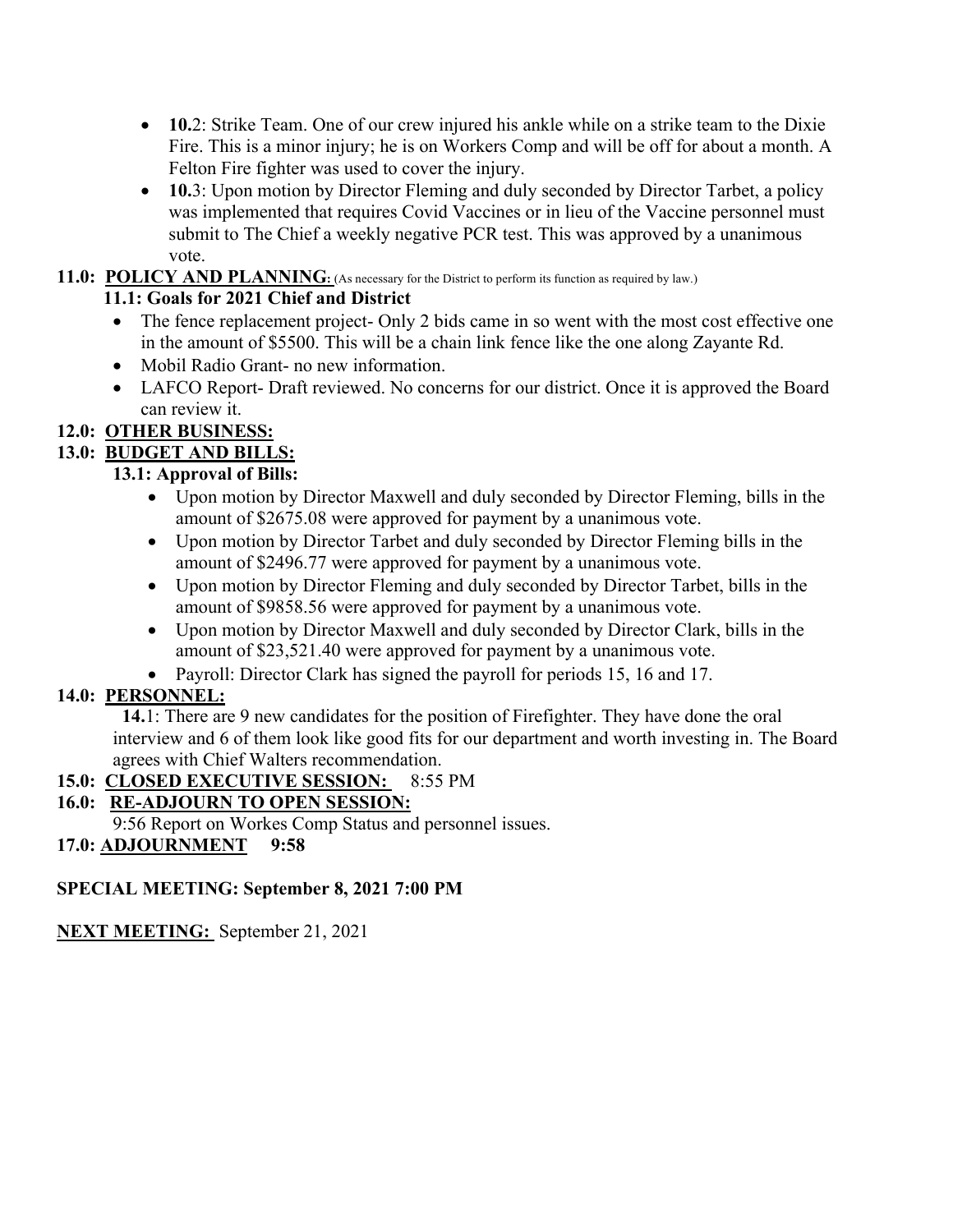- **10.**2: Strike Team. One of our crew injured his ankle while on a strike team to the Dixie Fire. This is a minor injury; he is on Workers Comp and will be off for about a month. A Felton Fire fighter was used to cover the injury.
- **10.**3: Upon motion by Director Fleming and duly seconded by Director Tarbet, a policy was implemented that requires Covid Vaccines or in lieu of the Vaccine personnel must submit to The Chief a weekly negative PCR test. This was approved by a unanimous vote.

**11.0: <u>POLICY AND PLANNING</u>**: (As necessary for the District to perform its function as required by law.)

**11.1: Goals for 2021 Chief and District**

- The fence replacement project- Only 2 bids came in so went with the most cost effective one in the amount of $5500. This will be a chain link fence like the one along Zayante Rd.
- Mobil Radio Grant- no new information.
- LAFCO Report- Draft reviewed. No concerns for our district. Once it is approved the Board can review it.

**12.0: <u>OTHER BUSINESS:</u>**

**13.0: <u>BUDGET AND BILLS:</u>**

**13.1: Approval of Bills:**

- Upon motion by Director Maxwell and duly seconded by Director Fleming, bills in the amount of $2675.08 were approved for payment by a unanimous vote.
- Upon motion by Director Tarbet and duly seconded by Director Fleming bills in the amount of $2496.77 were approved for payment by a unanimous vote.
- Upon motion by Director Fleming and duly seconded by Director Tarbet, bills in the amount of $9858.56 were approved for payment by a unanimous vote.
- Upon motion by Director Maxwell and duly seconded by Director Clark, bills in the amount of $23,521.40 were approved for payment by a unanimous vote.
- Payroll: Director Clark has signed the payroll for periods 15, 16 and 17.

**14.0: <u>PERSONNEL:</u>**

**14.**1: There are 9 new candidates for the position of Firefighter. They have done the oral interview and 6 of them look like good fits for our department and worth investing in. The Board agrees with Chief Walters recommendation.

**15.0: <u>CLOSED EXECUTIVE SESSION:</u>** 8:55 PM

**16.0: <u>RE-ADJOURN TO OPEN SESSION:</u>**

9:56 Report on Workes Comp Status and personnel issues.

**17.0: <u>ADJOURNMENT</u> 9:58**

**SPECIAL MEETING: September 8, 2021 7:00 PM**

**<u>NEXT MEETING:</u>** September 21, 2021